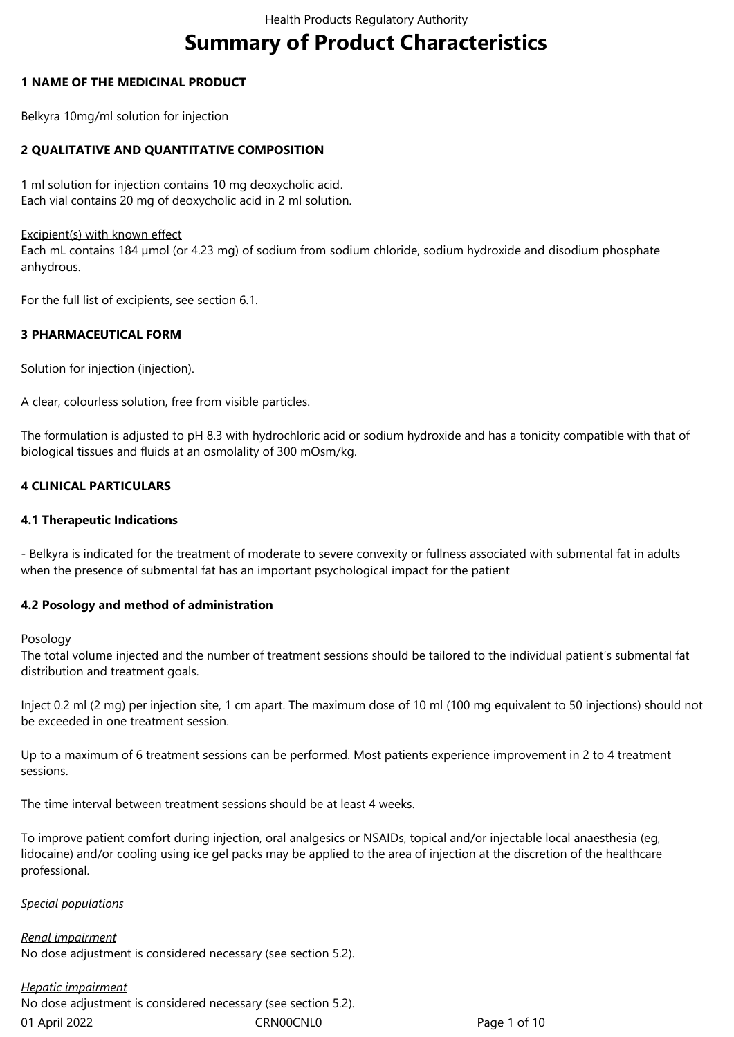# Summary of Product Characteristics

## 1 NAME OF THE MEDICINAL PRODUCT

Belkyra 10mg/ml solution for injection

## 2 QUALITATIVE AND QUANTITATIVE COMPOSITION

1 ml solution for injection contains 10 mg deoxycholic acid.
Each vial contains 20 mg of deoxycholic acid in 2 ml solution.

Excipient(s) with known effect
Each mL contains 184 µmol (or 4.23 mg) of sodium from sodium chloride, sodium hydroxide and disodium phosphate anhydrous.

For the full list of excipients, see section 6.1.

## 3 PHARMACEUTICAL FORM

Solution for injection (injection).

A clear, colourless solution, free from visible particles.

The formulation is adjusted to pH 8.3 with hydrochloric acid or sodium hydroxide and has a tonicity compatible with that of biological tissues and fluids at an osmolality of 300 mOsm/kg.

## 4 CLINICAL PARTICULARS

### 4.1 Therapeutic Indications

- Belkyra is indicated for the treatment of moderate to severe convexity or fullness associated with submental fat in adults when the presence of submental fat has an important psychological impact for the patient

### 4.2 Posology and method of administration

Posology
The total volume injected and the number of treatment sessions should be tailored to the individual patient's submental fat distribution and treatment goals.

Inject 0.2 ml (2 mg) per injection site, 1 cm apart. The maximum dose of 10 ml (100 mg equivalent to 50 injections) should not be exceeded in one treatment session.

Up to a maximum of 6 treatment sessions can be performed. Most patients experience improvement in 2 to 4 treatment sessions.

The time interval between treatment sessions should be at least 4 weeks.

To improve patient comfort during injection, oral analgesics or NSAIDs, topical and/or injectable local anaesthesia (eg, lidocaine) and/or cooling using ice gel packs may be applied to the area of injection at the discretion of the healthcare professional.

*Special populations*

*Renal impairment*
No dose adjustment is considered necessary (see section 5.2).

*Hepatic impairment*
No dose adjustment is considered necessary (see section 5.2).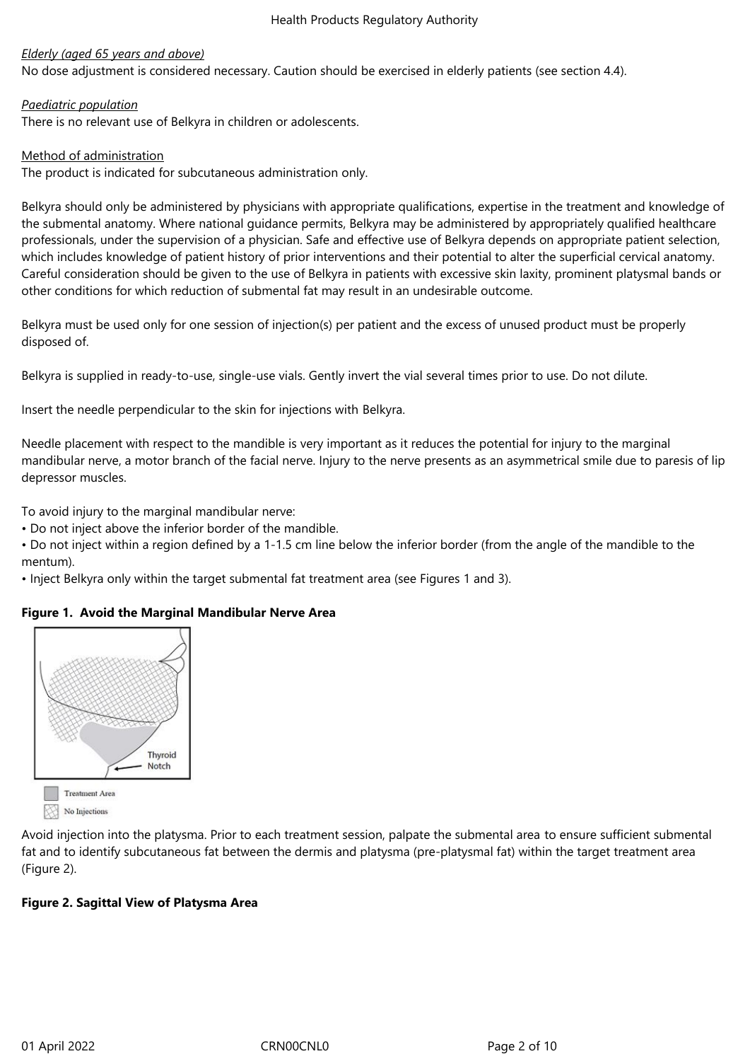*Elderly (aged 65 years and above)*
No dose adjustment is considered necessary. Caution should be exercised in elderly patients (see section 4.4).

*Paediatric population*
There is no relevant use of Belkyra in children or adolescents.

Method of administration
The product is indicated for subcutaneous administration only.

Belkyra should only be administered by physicians with appropriate qualifications, expertise in the treatment and knowledge of the submental anatomy. Where national guidance permits, Belkyra may be administered by appropriately qualified healthcare professionals, under the supervision of a physician. Safe and effective use of Belkyra depends on appropriate patient selection, which includes knowledge of patient history of prior interventions and their potential to alter the superficial cervical anatomy. Careful consideration should be given to the use of Belkyra in patients with excessive skin laxity, prominent platysmal bands or other conditions for which reduction of submental fat may result in an undesirable outcome.

Belkyra must be used only for one session of injection(s) per patient and the excess of unused product must be properly disposed of.

Belkyra is supplied in ready-to-use, single-use vials. Gently invert the vial several times prior to use. Do not dilute.

Insert the needle perpendicular to the skin for injections with Belkyra.

Needle placement with respect to the mandible is very important as it reduces the potential for injury to the marginal mandibular nerve, a motor branch of the facial nerve. Injury to the nerve presents as an asymmetrical smile due to paresis of lip depressor muscles.

To avoid injury to the marginal mandibular nerve:
• Do not inject above the inferior border of the mandible.
• Do not inject within a region defined by a 1-1.5 cm line below the inferior border (from the angle of the mandible to the mentum).
• Inject Belkyra only within the target submental fat treatment area (see Figures 1 and 3).

**Figure 1. Avoid the Marginal Mandibular Nerve Area**

Thyroid Notch

Treatment Area

No Injections

Avoid injection into the platysma. Prior to each treatment session, palpate the submental area to ensure sufficient submental fat and to identify subcutaneous fat between the dermis and platysma (pre-platysmal fat) within the target treatment area (Figure 2).

**Figure 2. Sagittal View of Platysma Area**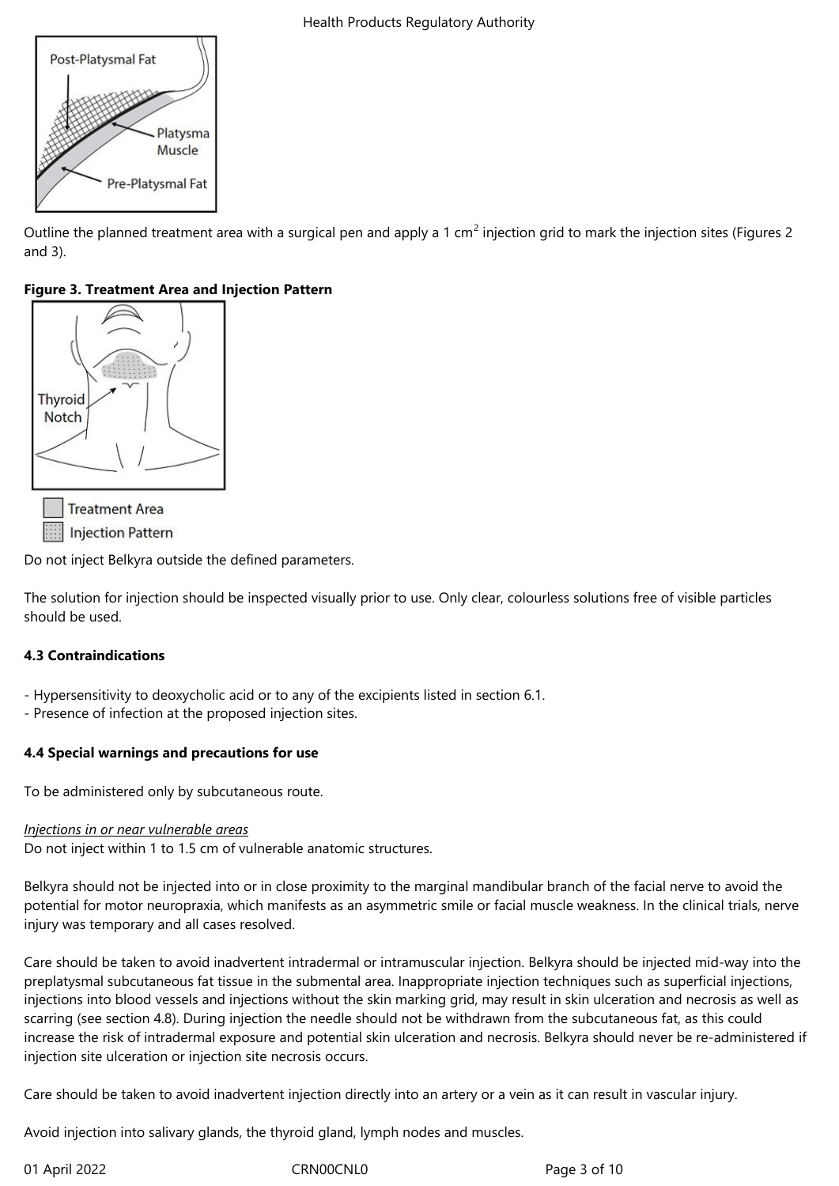Outline the planned treatment area with a surgical pen and apply a 1 cm$^2$ injection grid to mark the injection sites (Figures 2 and 3).

**Figure 3. Treatment Area and Injection Pattern**

Do not inject Belkyra outside the defined parameters.

The solution for injection should be inspected visually prior to use. Only clear, colourless solutions free of visible particles should be used.

### 4.3 Contraindications

- Hypersensitivity to deoxycholic acid or to any of the excipients listed in section 6.1.
- Presence of infection at the proposed injection sites.

### 4.4 Special warnings and precautions for use

To be administered only by subcutaneous route.

*Injections in or near vulnerable areas*

Do not inject within 1 to 1.5 cm of vulnerable anatomic structures.

Belkyra should not be injected into or in close proximity to the marginal mandibular branch of the facial nerve to avoid the potential for motor neuropraxia, which manifests as an asymmetric smile or facial muscle weakness. In the clinical trials, nerve injury was temporary and all cases resolved.

Care should be taken to avoid inadvertent intradermal or intramuscular injection. Belkyra should be injected mid-way into the preplatysmal subcutaneous fat tissue in the submental area. Inappropriate injection techniques such as superficial injections, injections into blood vessels and injections without the skin marking grid, may result in skin ulceration and necrosis as well as scarring (see section 4.8). During injection the needle should not be withdrawn from the subcutaneous fat, as this could increase the risk of intradermal exposure and potential skin ulceration and necrosis. Belkyra should never be re-administered if injection site ulceration or injection site necrosis occurs.

Care should be taken to avoid inadvertent injection directly into an artery or a vein as it can result in vascular injury.

Avoid injection into salivary glands, the thyroid gland, lymph nodes and muscles.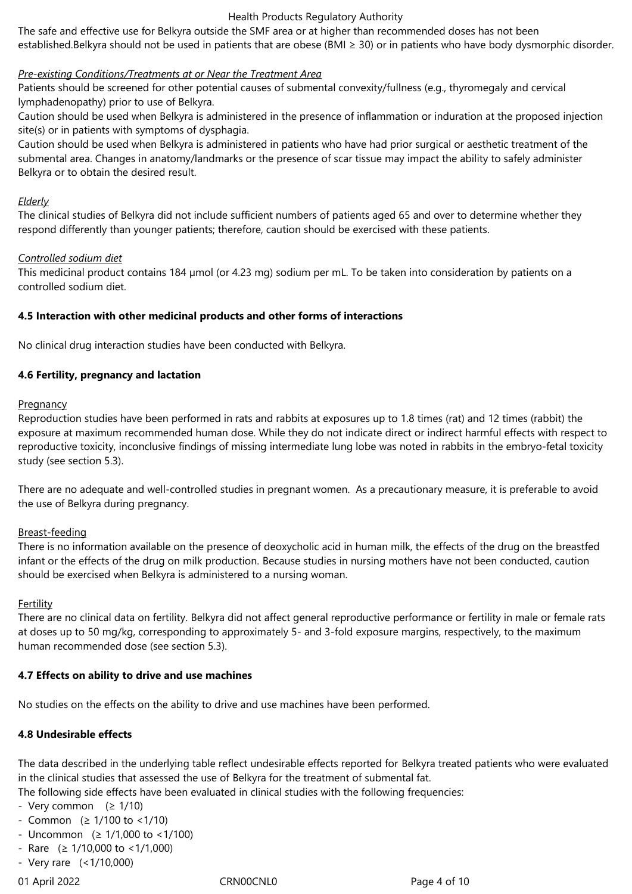The safe and effective use for Belkyra outside the SMF area or at higher than recommended doses has not been established.Belkyra should not be used in patients that are obese (BMI ≥ 30) or in patients who have body dysmorphic disorder.

*Pre-existing Conditions/Treatments at or Near the Treatment Area*

Patients should be screened for other potential causes of submental convexity/fullness (e.g., thyromegaly and cervical lymphadenopathy) prior to use of Belkyra.

Caution should be used when Belkyra is administered in the presence of inflammation or induration at the proposed injection site(s) or in patients with symptoms of dysphagia.

Caution should be used when Belkyra is administered in patients who have had prior surgical or aesthetic treatment of the submental area. Changes in anatomy/landmarks or the presence of scar tissue may impact the ability to safely administer Belkyra or to obtain the desired result.

*Elderly*

The clinical studies of Belkyra did not include sufficient numbers of patients aged 65 and over to determine whether they respond differently than younger patients; therefore, caution should be exercised with these patients.

*Controlled sodium diet*

This medicinal product contains 184 µmol (or 4.23 mg) sodium per mL. To be taken into consideration by patients on a controlled sodium diet.

**4.5 Interaction with other medicinal products and other forms of interactions**

No clinical drug interaction studies have been conducted with Belkyra.

**4.6 Fertility, pregnancy and lactation**

Pregnancy

Reproduction studies have been performed in rats and rabbits at exposures up to 1.8 times (rat) and 12 times (rabbit) the exposure at maximum recommended human dose. While they do not indicate direct or indirect harmful effects with respect to reproductive toxicity, inconclusive findings of missing intermediate lung lobe was noted in rabbits in the embryo-fetal toxicity study (see section 5.3).

There are no adequate and well-controlled studies in pregnant women. As a precautionary measure, it is preferable to avoid the use of Belkyra during pregnancy.

Breast-feeding

There is no information available on the presence of deoxycholic acid in human milk, the effects of the drug on the breastfed infant or the effects of the drug on milk production. Because studies in nursing mothers have not been conducted, caution should be exercised when Belkyra is administered to a nursing woman.

Fertility

There are no clinical data on fertility. Belkyra did not affect general reproductive performance or fertility in male or female rats at doses up to 50 mg/kg, corresponding to approximately 5- and 3-fold exposure margins, respectively, to the maximum human recommended dose (see section 5.3).

**4.7 Effects on ability to drive and use machines**

No studies on the effects on the ability to drive and use machines have been performed.

**4.8 Undesirable effects**

The data described in the underlying table reflect undesirable effects reported for Belkyra treated patients who were evaluated in the clinical studies that assessed the use of Belkyra for the treatment of submental fat.

The following side effects have been evaluated in clinical studies with the following frequencies:

- Very common (≥ 1/10)
- Common (≥ 1/100 to <1/10)
- Uncommon (≥ 1/1,000 to <1/100)
- Rare (≥ 1/10,000 to <1/1,000)
- Very rare (<1/10,000)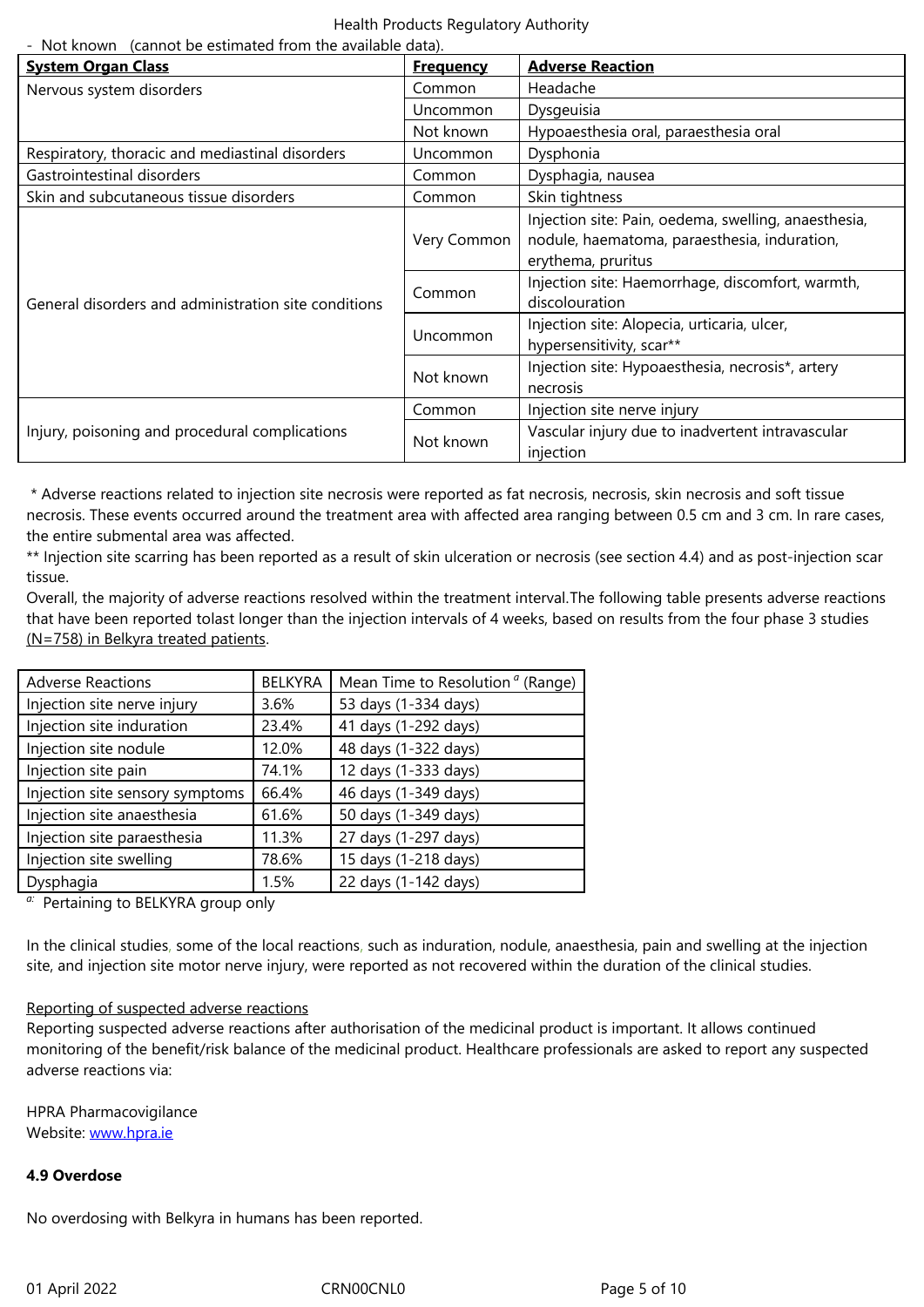- Not known (cannot be estimated from the available data).

| System Organ Class | Frequency | Adverse Reaction |
|---|---|---|
| Nervous system disorders | Common | Headache |
| | Uncommon | Dysgeuisia |
| | Not known | Hypoaesthesia oral, paraesthesia oral |
| Respiratory, thoracic and mediastinal disorders | Uncommon | Dysphonia |
| Gastrointestinal disorders | Common | Dysphagia, nausea |
| Skin and subcutaneous tissue disorders | Common | Skin tightness |
| General disorders and administration site conditions | Very Common | Injection site: Pain, oedema, swelling, anaesthesia, nodule, haematoma, paraesthesia, induration, erythema, pruritus |
| | Common | Injection site: Haemorrhage, discomfort, warmth, discolouration |
| | Uncommon | Injection site: Alopecia, urticaria, ulcer, hypersensitivity, scar** |
| | Not known | Injection site: Hypoaesthesia, necrosis*, artery necrosis |
| Injury, poisoning and procedural complications | Common | Injection site nerve injury |
| | Not known | Vascular injury due to inadvertent intravascular injection |

\* Adverse reactions related to injection site necrosis were reported as fat necrosis, necrosis, skin necrosis and soft tissue necrosis. These events occurred around the treatment area with affected area ranging between 0.5 cm and 3 cm. In rare cases, the entire submental area was affected.

** Injection site scarring has been reported as a result of skin ulceration or necrosis (see section 4.4) and as post-injection scar tissue.

Overall, the majority of adverse reactions resolved within the treatment interval.The following table presents adverse reactions that have been reported tolast longer than the injection intervals of 4 weeks, based on results from the four phase 3 studies (N=758) in Belkyra treated patients.

| Adverse Reactions | BELKYRA | Mean Time to Resolution [a] (Range) |
|---|---|---|
| Injection site nerve injury | 3.6% | 53 days (1-334 days) |
| Injection site induration | 23.4% | 41 days (1-292 days) |
| Injection site nodule | 12.0% | 48 days (1-322 days) |
| Injection site pain | 74.1% | 12 days (1-333 days) |
| Injection site sensory symptoms | 66.4% | 46 days (1-349 days) |
| Injection site anaesthesia | 61.6% | 50 days (1-349 days) |
| Injection site paraesthesia | 11.3% | 27 days (1-297 days) |
| Injection site swelling | 78.6% | 15 days (1-218 days) |
| Dysphagia | 1.5% | 22 days (1-142 days) |

[a:] Pertaining to BELKYRA group only

In the clinical studies, some of the local reactions, such as induration, nodule, anaesthesia, pain and swelling at the injection site, and injection site motor nerve injury, were reported as not recovered within the duration of the clinical studies.

Reporting of suspected adverse reactions

Reporting suspected adverse reactions after authorisation of the medicinal product is important. It allows continued monitoring of the benefit/risk balance of the medicinal product. Healthcare professionals are asked to report any suspected adverse reactions via:

HPRA Pharmacovigilance
Website: www.hpra.ie

**4.9 Overdose**

No overdosing with Belkyra in humans has been reported.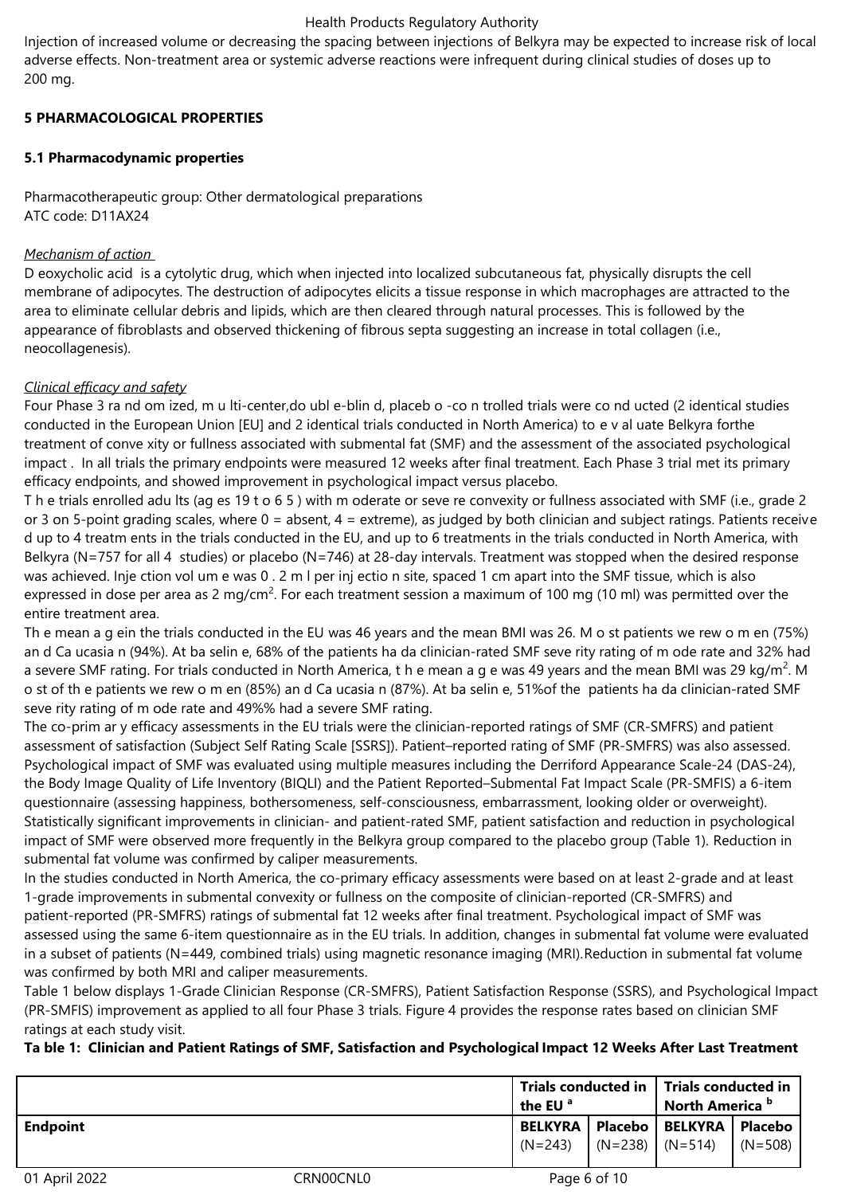Injection of increased volume or decreasing the spacing between injections of Belkyra may be expected to increase risk of local adverse effects. Non-treatment area or systemic adverse reactions were infrequent during clinical studies of doses up to 200 mg.

## 5 PHARMACOLOGICAL PROPERTIES

### 5.1 Pharmacodynamic properties

Pharmacotherapeutic group: Other dermatological preparations
ATC code: D11AX24

*Mechanism of action*

D eoxycholic acid is a cytolytic drug, which when injected into localized subcutaneous fat, physically disrupts the cell membrane of adipocytes. The destruction of adipocytes elicits a tissue response in which macrophages are attracted to the area to eliminate cellular debris and lipids, which are then cleared through natural processes. This is followed by the appearance of fibroblasts and observed thickening of fibrous septa suggesting an increase in total collagen (i.e., neocollagenesis).

*Clinical efficacy and safety*

Four Phase 3 ra nd om ized, m u lti-center,do ubl e-blin d, placeb o -co n trolled trials were co nd ucted (2 identical studies conducted in the European Union [EU] and 2 identical trials conducted in North America) to e v al uate Belkyra forthe treatment of conve xity or fullness associated with submental fat (SMF) and the assessment of the associated psychological impact . In all trials the primary endpoints were measured 12 weeks after final treatment. Each Phase 3 trial met its primary efficacy endpoints, and showed improvement in psychological impact versus placebo.

T h e trials enrolled adu lts (ag es 19 t o 6 5 ) with m oderate or seve re convexity or fullness associated with SMF (i.e., grade 2 or 3 on 5-point grading scales, where 0 = absent, 4 = extreme), as judged by both clinician and subject ratings. Patients receive d up to 4 treatm ents in the trials conducted in the EU, and up to 6 treatments in the trials conducted in North America, with Belkyra (N=757 for all 4 studies) or placebo (N=746) at 28-day intervals. Treatment was stopped when the desired response was achieved. Inje ction vol um e was 0 . 2 m l per inj ectio n site, spaced 1 cm apart into the SMF tissue, which is also expressed in dose per area as 2 mg/cm$^2$. For each treatment session a maximum of 100 mg (10 ml) was permitted over the entire treatment area.

Th e mean a g ein the trials conducted in the EU was 46 years and the mean BMI was 26. M o st patients we rew o m en (75%) an d Ca ucasia n (94%). At ba selin e, 68% of the patients ha da clinician-rated SMF seve rity rating of m ode rate and 32% had a severe SMF rating. For trials conducted in North America, t h e mean a g e was 49 years and the mean BMI was 29 kg/m$^2$. M o st of th e patients we rew o m en (85%) an d Ca ucasia n (87%). At ba selin e, 51%of the patients ha da clinician-rated SMF seve rity rating of m ode rate and 49%% had a severe SMF rating.

The co-prim ar y efficacy assessments in the EU trials were the clinician-reported ratings of SMF (CR-SMFRS) and patient assessment of satisfaction (Subject Self Rating Scale [SSRS]). Patient–reported rating of SMF (PR-SMFRS) was also assessed. Psychological impact of SMF was evaluated using multiple measures including the Derriford Appearance Scale-24 (DAS-24), the Body Image Quality of Life Inventory (BIQLI) and the Patient Reported–Submental Fat Impact Scale (PR-SMFIS) a 6-item questionnaire (assessing happiness, bothersomeness, self-consciousness, embarrassment, looking older or overweight). Statistically significant improvements in clinician- and patient-rated SMF, patient satisfaction and reduction in psychological impact of SMF were observed more frequently in the Belkyra group compared to the placebo group (Table 1). Reduction in submental fat volume was confirmed by caliper measurements.

In the studies conducted in North America, the co-primary efficacy assessments were based on at least 2-grade and at least 1-grade improvements in submental convexity or fullness on the composite of clinician-reported (CR-SMFRS) and patient-reported (PR-SMFRS) ratings of submental fat 12 weeks after final treatment. Psychological impact of SMF was assessed using the same 6-item questionnaire as in the EU trials. In addition, changes in submental fat volume were evaluated in a subset of patients (N=449, combined trials) using magnetic resonance imaging (MRI).Reduction in submental fat volume was confirmed by both MRI and caliper measurements.

Table 1 below displays 1-Grade Clinician Response (CR-SMFRS), Patient Satisfaction Response (SSRS), and Psychological Impact (PR-SMFIS) improvement as applied to all four Phase 3 trials. Figure 4 provides the response rates based on clinician SMF ratings at each study visit.

**Ta ble 1: Clinician and Patient Ratings of SMF, Satisfaction and Psychological Impact 12 Weeks After Last Treatment**

| | **Trials conducted in the EU [a]** | | **Trials conducted in North America [b]** | |
|---|---|---|---|---|
| **Endpoint** | **BELKYRA** (N=243) | **Placebo** (N=238) | **BELKYRA** (N=514) | **Placebo** (N=508) |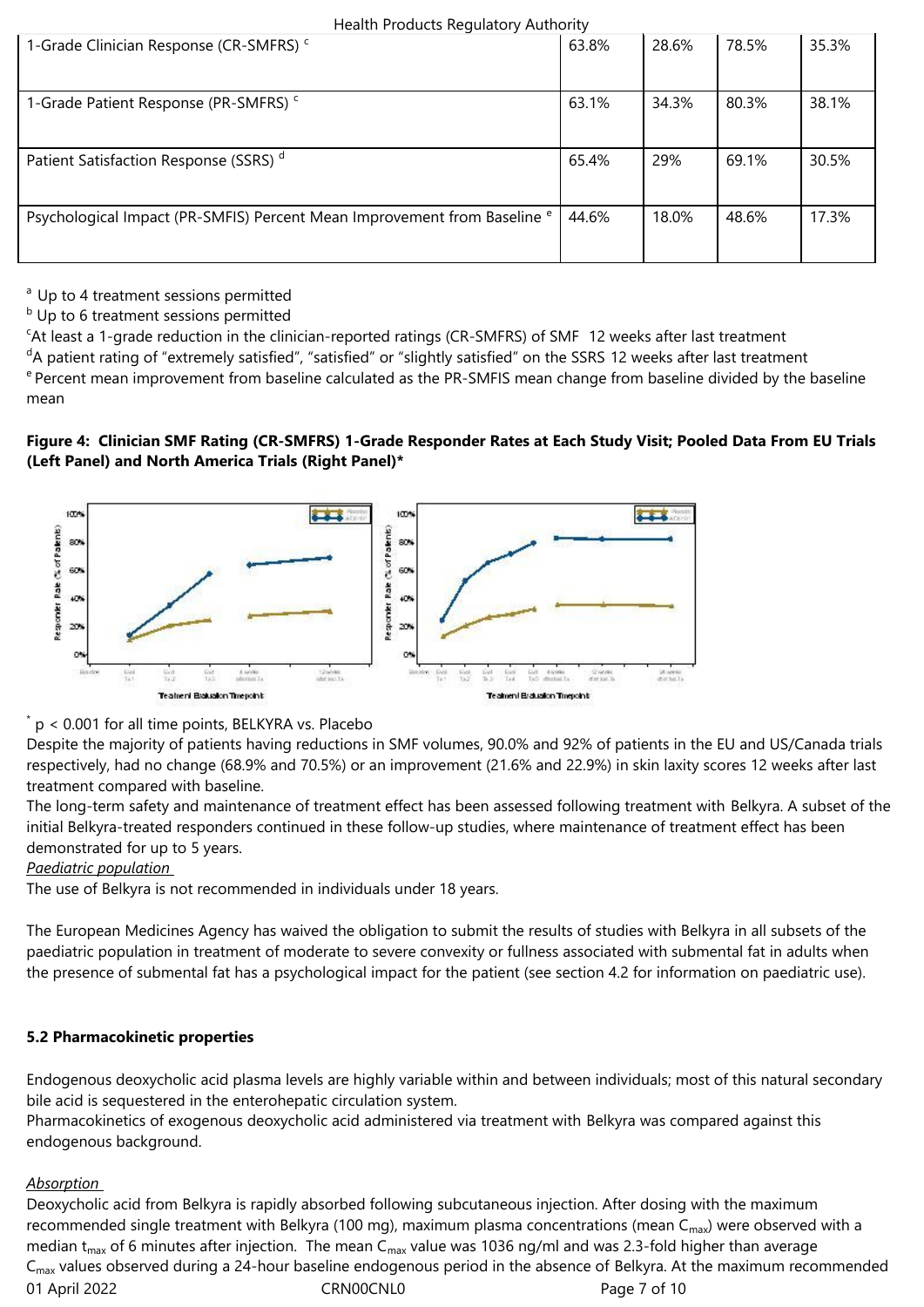| | | | | |
|---|---|---|---|---|
| 1-Grade Clinician Response (CR-SMFRS) [c] | 63.8% | 28.6% | 78.5% | 35.3% |
| 1-Grade Patient Response (PR-SMFRS) [c] | 63.1% | 34.3% | 80.3% | 38.1% |
| Patient Satisfaction Response (SSRS) [d] | 65.4% | 29% | 69.1% | 30.5% |
| Psychological Impact (PR-SMFIS) Percent Mean Improvement from Baseline [e] | 44.6% | 18.0% | 48.6% | 17.3% |

[a] Up to 4 treatment sessions permitted
[b] Up to 6 treatment sessions permitted
[c]At least a 1-grade reduction in the clinician-reported ratings (CR-SMFRS) of SMF 12 weeks after last treatment
[d]A patient rating of "extremely satisfied", "satisfied" or "slightly satisfied" on the SSRS 12 weeks after last treatment
[e] Percent mean improvement from baseline calculated as the PR-SMFIS mean change from baseline divided by the baseline mean

**Figure 4: Clinician SMF Rating (CR-SMFRS) 1-Grade Responder Rates at Each Study Visit; Pooled Data From EU Trials (Left Panel) and North America Trials (Right Panel)***

* $p < 0.001$ for all time points, BELKYRA vs. Placebo

Despite the majority of patients having reductions in SMF volumes, 90.0% and 92% of patients in the EU and US/Canada trials respectively, had no change (68.9% and 70.5%) or an improvement (21.6% and 22.9%) in skin laxity scores 12 weeks after last treatment compared with baseline.

The long-term safety and maintenance of treatment effect has been assessed following treatment with Belkyra. A subset of the initial Belkyra-treated responders continued in these follow-up studies, where maintenance of treatment effect has been demonstrated for up to 5 years.

*Paediatric population*

The use of Belkyra is not recommended in individuals under 18 years.

The European Medicines Agency has waived the obligation to submit the results of studies with Belkyra in all subsets of the paediatric population in treatment of moderate to severe convexity or fullness associated with submental fat in adults when the presence of submental fat has a psychological impact for the patient (see section 4.2 for information on paediatric use).

**5.2 Pharmacokinetic properties**

Endogenous deoxycholic acid plasma levels are highly variable within and between individuals; most of this natural secondary bile acid is sequestered in the enterohepatic circulation system.

Pharmacokinetics of exogenous deoxycholic acid administered via treatment with Belkyra was compared against this endogenous background.

*Absorption*

Deoxycholic acid from Belkyra is rapidly absorbed following subcutaneous injection. After dosing with the maximum recommended single treatment with Belkyra (100 mg), maximum plasma concentrations (mean $C_{max}$) were observed with a median $t_{max}$ of 6 minutes after injection. The mean $C_{max}$ value was 1036 ng/ml and was 2.3-fold higher than average $C_{max}$ values observed during a 24-hour baseline endogenous period in the absence of Belkyra. At the maximum recommended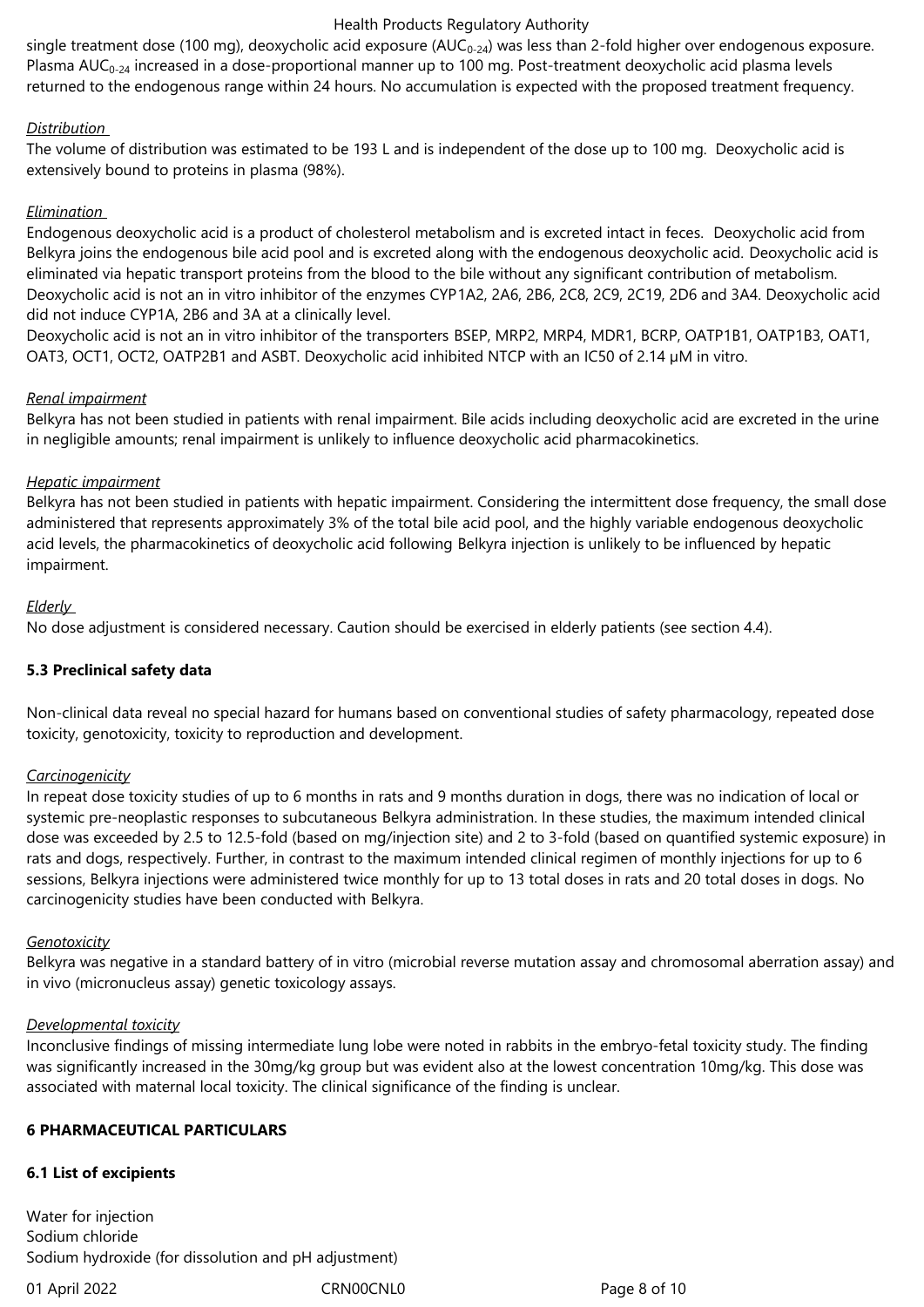single treatment dose (100 mg), deoxycholic acid exposure ($AUC_{0-24}$) was less than 2-fold higher over endogenous exposure. Plasma $AUC_{0-24}$ increased in a dose-proportional manner up to 100 mg. Post-treatment deoxycholic acid plasma levels returned to the endogenous range within 24 hours. No accumulation is expected with the proposed treatment frequency.

*Distribution*

The volume of distribution was estimated to be 193 L and is independent of the dose up to 100 mg. Deoxycholic acid is extensively bound to proteins in plasma (98%).

*Elimination*

Endogenous deoxycholic acid is a product of cholesterol metabolism and is excreted intact in feces. Deoxycholic acid from Belkyra joins the endogenous bile acid pool and is excreted along with the endogenous deoxycholic acid. Deoxycholic acid is eliminated via hepatic transport proteins from the blood to the bile without any significant contribution of metabolism. Deoxycholic acid is not an in vitro inhibitor of the enzymes CYP1A2, 2A6, 2B6, 2C8, 2C9, 2C19, 2D6 and 3A4. Deoxycholic acid did not induce CYP1A, 2B6 and 3A at a clinically level.
Deoxycholic acid is not an in vitro inhibitor of the transporters BSEP, MRP2, MRP4, MDR1, BCRP, OATP1B1, OATP1B3, OAT1, OAT3, OCT1, OCT2, OATP2B1 and ASBT. Deoxycholic acid inhibited NTCP with an IC50 of 2.14 μM in vitro.

*Renal impairment*

Belkyra has not been studied in patients with renal impairment. Bile acids including deoxycholic acid are excreted in the urine in negligible amounts; renal impairment is unlikely to influence deoxycholic acid pharmacokinetics.

*Hepatic impairment*

Belkyra has not been studied in patients with hepatic impairment. Considering the intermittent dose frequency, the small dose administered that represents approximately 3% of the total bile acid pool, and the highly variable endogenous deoxycholic acid levels, the pharmacokinetics of deoxycholic acid following Belkyra injection is unlikely to be influenced by hepatic impairment.

*Elderly*

No dose adjustment is considered necessary. Caution should be exercised in elderly patients (see section 4.4).

**5.3 Preclinical safety data**

Non-clinical data reveal no special hazard for humans based on conventional studies of safety pharmacology, repeated dose toxicity, genotoxicity, toxicity to reproduction and development.

*Carcinogenicity*

In repeat dose toxicity studies of up to 6 months in rats and 9 months duration in dogs, there was no indication of local or systemic pre-neoplastic responses to subcutaneous Belkyra administration. In these studies, the maximum intended clinical dose was exceeded by 2.5 to 12.5-fold (based on mg/injection site) and 2 to 3-fold (based on quantified systemic exposure) in rats and dogs, respectively. Further, in contrast to the maximum intended clinical regimen of monthly injections for up to 6 sessions, Belkyra injections were administered twice monthly for up to 13 total doses in rats and 20 total doses in dogs. No carcinogenicity studies have been conducted with Belkyra.

*Genotoxicity*

Belkyra was negative in a standard battery of in vitro (microbial reverse mutation assay and chromosomal aberration assay) and in vivo (micronucleus assay) genetic toxicology assays.

*Developmental toxicity*

Inconclusive findings of missing intermediate lung lobe were noted in rabbits in the embryo-fetal toxicity study. The finding was significantly increased in the 30mg/kg group but was evident also at the lowest concentration 10mg/kg. This dose was associated with maternal local toxicity. The clinical significance of the finding is unclear.

**6 PHARMACEUTICAL PARTICULARS**

**6.1 List of excipients**

Water for injection
Sodium chloride
Sodium hydroxide (for dissolution and pH adjustment)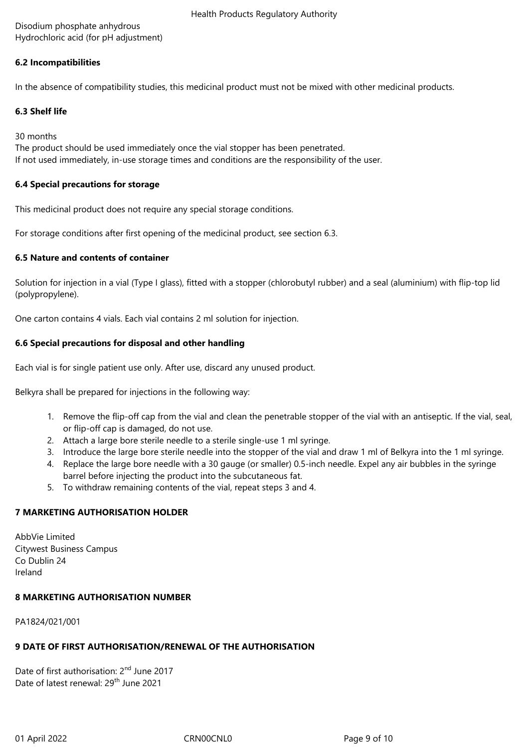Disodium phosphate anhydrous
Hydrochloric acid (for pH adjustment)

### 6.2 Incompatibilities

In the absence of compatibility studies, this medicinal product must not be mixed with other medicinal products.

### 6.3 Shelf life

30 months
The product should be used immediately once the vial stopper has been penetrated.
If not used immediately, in-use storage times and conditions are the responsibility of the user.

### 6.4 Special precautions for storage

This medicinal product does not require any special storage conditions.

For storage conditions after first opening of the medicinal product, see section 6.3.

### 6.5 Nature and contents of container

Solution for injection in a vial (Type I glass), fitted with a stopper (chlorobutyl rubber) and a seal (aluminium) with flip-top lid (polypropylene).

One carton contains 4 vials. Each vial contains 2 ml solution for injection.

### 6.6 Special precautions for disposal and other handling

Each vial is for single patient use only. After use, discard any unused product.

Belkyra shall be prepared for injections in the following way:

1. Remove the flip-off cap from the vial and clean the penetrable stopper of the vial with an antiseptic. If the vial, seal, or flip-off cap is damaged, do not use.
2. Attach a large bore sterile needle to a sterile single-use 1 ml syringe.
3. Introduce the large bore sterile needle into the stopper of the vial and draw 1 ml of Belkyra into the 1 ml syringe.
4. Replace the large bore needle with a 30 gauge (or smaller) 0.5-inch needle. Expel any air bubbles in the syringe barrel before injecting the product into the subcutaneous fat.
5. To withdraw remaining contents of the vial, repeat steps 3 and 4.

## 7 MARKETING AUTHORISATION HOLDER

AbbVie Limited
Citywest Business Campus
Co Dublin 24
Ireland

## 8 MARKETING AUTHORISATION NUMBER

PA1824/021/001

## 9 DATE OF FIRST AUTHORISATION/RENEWAL OF THE AUTHORISATION

Date of first authorisation: 2nd June 2017
Date of latest renewal: 29th June 2021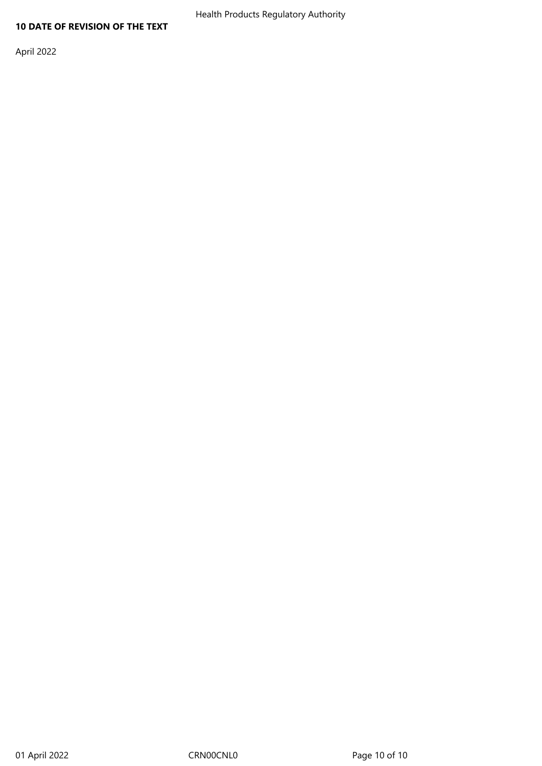**10 DATE OF REVISION OF THE TEXT**

April 2022